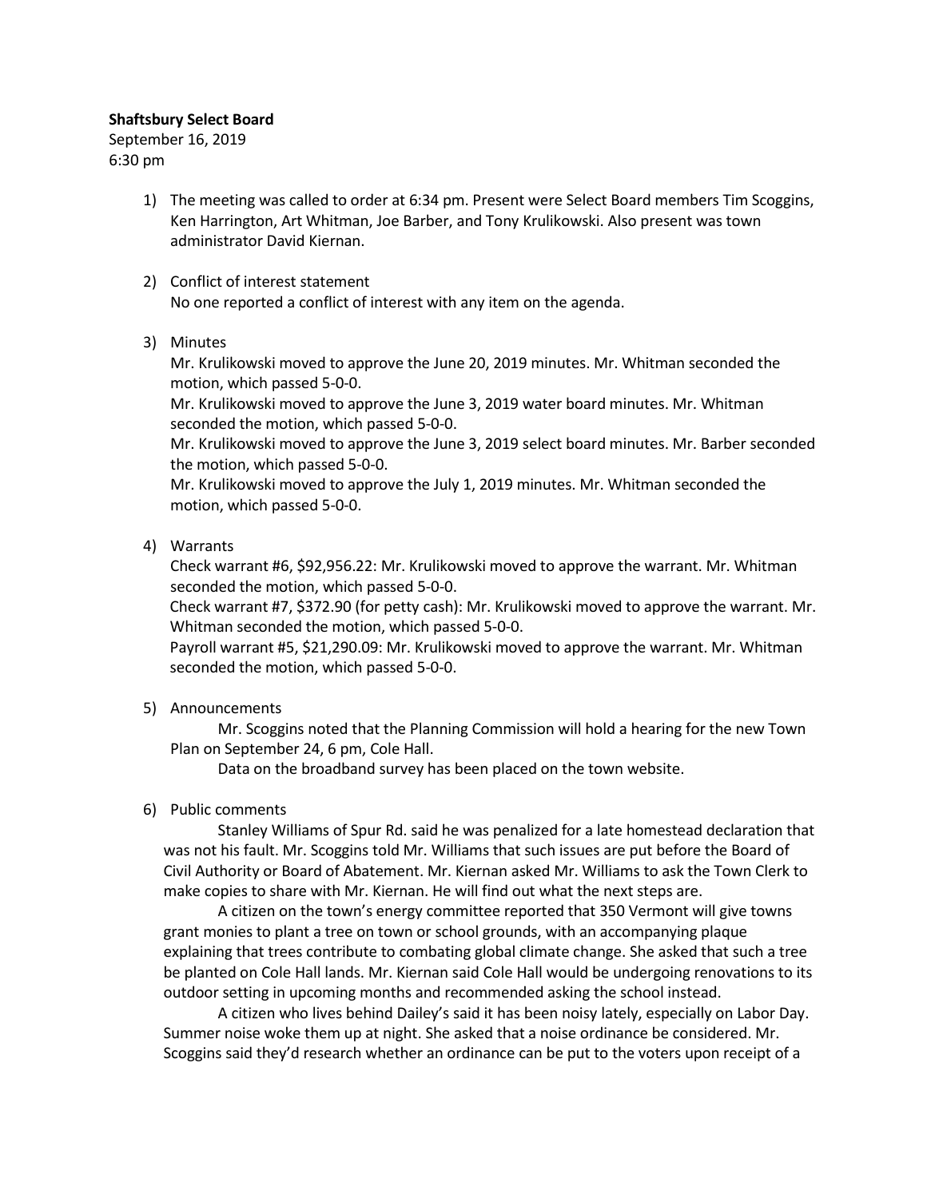**Shaftsbury Select Board**
September 16, 2019
6:30 pm

1) The meeting was called to order at 6:34 pm. Present were Select Board members Tim Scoggins, Ken Harrington, Art Whitman, Joe Barber, and Tony Krulikowski. Also present was town administrator David Kiernan.

2) Conflict of interest statement
No one reported a conflict of interest with any item on the agenda.

3) Minutes
Mr. Krulikowski moved to approve the June 20, 2019 minutes. Mr. Whitman seconded the motion, which passed 5-0-0.
Mr. Krulikowski moved to approve the June 3, 2019 water board minutes. Mr. Whitman seconded the motion, which passed 5-0-0.
Mr. Krulikowski moved to approve the June 3, 2019 select board minutes. Mr. Barber seconded the motion, which passed 5-0-0.
Mr. Krulikowski moved to approve the July 1, 2019 minutes. Mr. Whitman seconded the motion, which passed 5-0-0.

4) Warrants
Check warrant #6, $92,956.22: Mr. Krulikowski moved to approve the warrant. Mr. Whitman seconded the motion, which passed 5-0-0.
Check warrant #7, $372.90 (for petty cash): Mr. Krulikowski moved to approve the warrant. Mr. Whitman seconded the motion, which passed 5-0-0.
Payroll warrant #5, $21,290.09: Mr. Krulikowski moved to approve the warrant. Mr. Whitman seconded the motion, which passed 5-0-0.

5) Announcements
Mr. Scoggins noted that the Planning Commission will hold a hearing for the new Town Plan on September 24, 6 pm, Cole Hall.
Data on the broadband survey has been placed on the town website.

6) Public comments
Stanley Williams of Spur Rd. said he was penalized for a late homestead declaration that was not his fault. Mr. Scoggins told Mr. Williams that such issues are put before the Board of Civil Authority or Board of Abatement. Mr. Kiernan asked Mr. Williams to ask the Town Clerk to make copies to share with Mr. Kiernan. He will find out what the next steps are.
A citizen on the town's energy committee reported that 350 Vermont will give towns grant monies to plant a tree on town or school grounds, with an accompanying plaque explaining that trees contribute to combating global climate change. She asked that such a tree be planted on Cole Hall lands. Mr. Kiernan said Cole Hall would be undergoing renovations to its outdoor setting in upcoming months and recommended asking the school instead.
A citizen who lives behind Dailey's said it has been noisy lately, especially on Labor Day. Summer noise woke them up at night. She asked that a noise ordinance be considered. Mr. Scoggins said they'd research whether an ordinance can be put to the voters upon receipt of a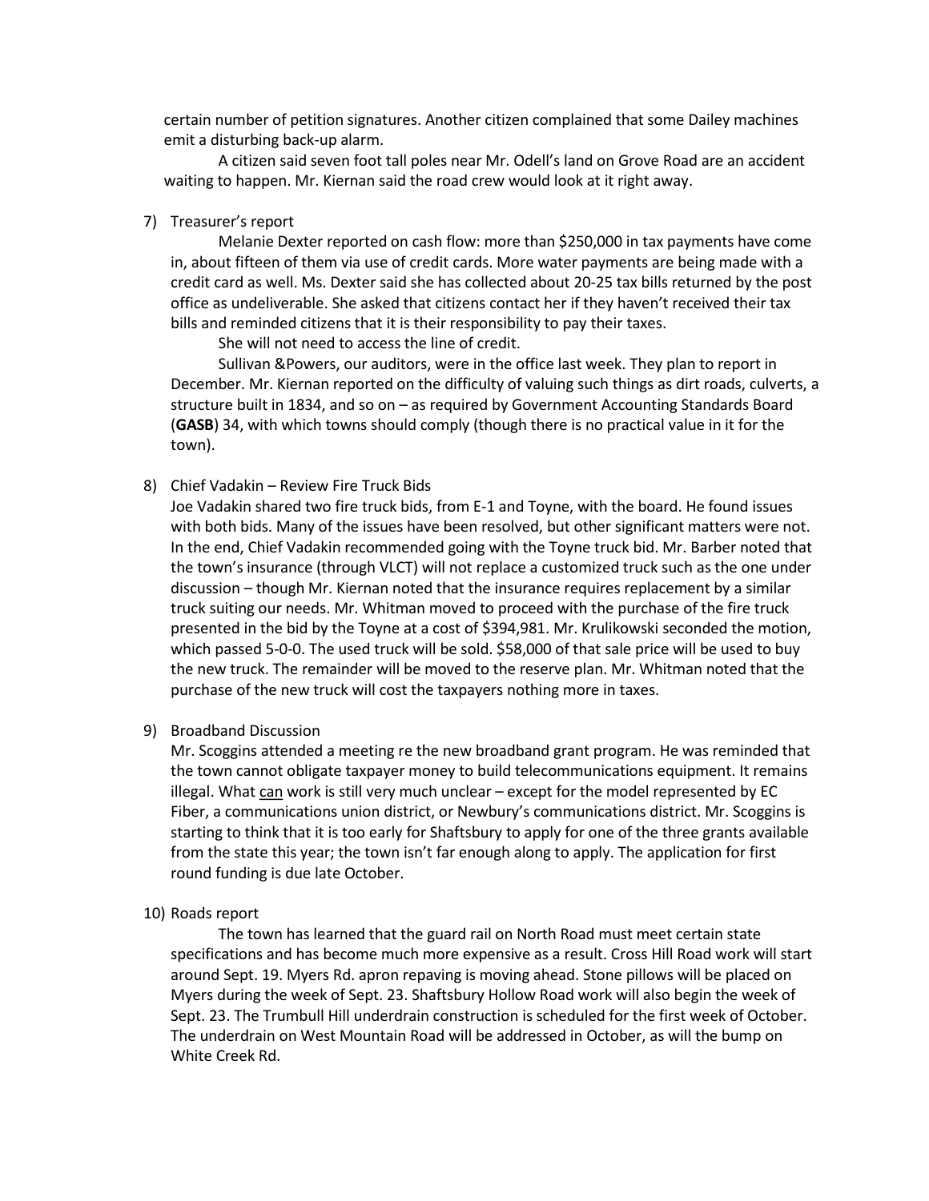certain number of petition signatures. Another citizen complained that some Dailey machines emit a disturbing back-up alarm.

A citizen said seven foot tall poles near Mr. Odell's land on Grove Road are an accident waiting to happen. Mr. Kiernan said the road crew would look at it right away.

7) Treasurer's report

Melanie Dexter reported on cash flow: more than $250,000 in tax payments have come in, about fifteen of them via use of credit cards. More water payments are being made with a credit card as well. Ms. Dexter said she has collected about 20-25 tax bills returned by the post office as undeliverable. She asked that citizens contact her if they haven't received their tax bills and reminded citizens that it is their responsibility to pay their taxes.

She will not need to access the line of credit.

Sullivan &Powers, our auditors, were in the office last week. They plan to report in December. Mr. Kiernan reported on the difficulty of valuing such things as dirt roads, culverts, a structure built in 1834, and so on – as required by Government Accounting Standards Board (**GASB**) 34, with which towns should comply (though there is no practical value in it for the town).

8) Chief Vadakin – Review Fire Truck Bids

Joe Vadakin shared two fire truck bids, from E-1 and Toyne, with the board. He found issues with both bids. Many of the issues have been resolved, but other significant matters were not. In the end, Chief Vadakin recommended going with the Toyne truck bid. Mr. Barber noted that the town's insurance (through VLCT) will not replace a customized truck such as the one under discussion – though Mr. Kiernan noted that the insurance requires replacement by a similar truck suiting our needs. Mr. Whitman moved to proceed with the purchase of the fire truck presented in the bid by the Toyne at a cost of $394,981. Mr. Krulikowski seconded the motion, which passed 5-0-0. The used truck will be sold. $58,000 of that sale price will be used to buy the new truck. The remainder will be moved to the reserve plan. Mr. Whitman noted that the purchase of the new truck will cost the taxpayers nothing more in taxes.

9) Broadband Discussion

Mr. Scoggins attended a meeting re the new broadband grant program. He was reminded that the town cannot obligate taxpayer money to build telecommunications equipment. It remains illegal. What <u>can</u> work is still very much unclear – except for the model represented by EC Fiber, a communications union district, or Newbury's communications district. Mr. Scoggins is starting to think that it is too early for Shaftsbury to apply for one of the three grants available from the state this year; the town isn't far enough along to apply. The application for first round funding is due late October.

10) Roads report

The town has learned that the guard rail on North Road must meet certain state specifications and has become much more expensive as a result. Cross Hill Road work will start around Sept. 19. Myers Rd. apron repaving is moving ahead. Stone pillows will be placed on Myers during the week of Sept. 23. Shaftsbury Hollow Road work will also begin the week of Sept. 23. The Trumbull Hill underdrain construction is scheduled for the first week of October. The underdrain on West Mountain Road will be addressed in October, as will the bump on White Creek Rd.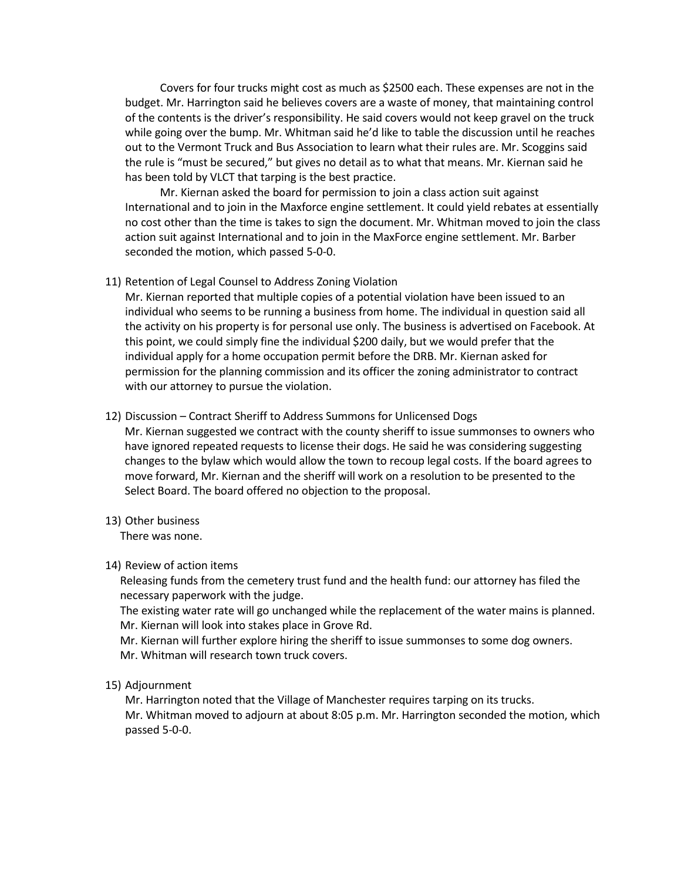Covers for four trucks might cost as much as $2500 each. These expenses are not in the budget. Mr. Harrington said he believes covers are a waste of money, that maintaining control of the contents is the driver's responsibility. He said covers would not keep gravel on the truck while going over the bump. Mr. Whitman said he'd like to table the discussion until he reaches out to the Vermont Truck and Bus Association to learn what their rules are. Mr. Scoggins said the rule is "must be secured," but gives no detail as to what that means. Mr. Kiernan said he has been told by VLCT that tarping is the best practice.

Mr. Kiernan asked the board for permission to join a class action suit against International and to join in the Maxforce engine settlement. It could yield rebates at essentially no cost other than the time is takes to sign the document. Mr. Whitman moved to join the class action suit against International and to join in the MaxForce engine settlement. Mr. Barber seconded the motion, which passed 5-0-0.

11) Retention of Legal Counsel to Address Zoning Violation

Mr. Kiernan reported that multiple copies of a potential violation have been issued to an individual who seems to be running a business from home. The individual in question said all the activity on his property is for personal use only. The business is advertised on Facebook. At this point, we could simply fine the individual $200 daily, but we would prefer that the individual apply for a home occupation permit before the DRB. Mr. Kiernan asked for permission for the planning commission and its officer the zoning administrator to contract with our attorney to pursue the violation.

12) Discussion – Contract Sheriff to Address Summons for Unlicensed Dogs

Mr. Kiernan suggested we contract with the county sheriff to issue summonses to owners who have ignored repeated requests to license their dogs. He said he was considering suggesting changes to the bylaw which would allow the town to recoup legal costs. If the board agrees to move forward, Mr. Kiernan and the sheriff will work on a resolution to be presented to the Select Board. The board offered no objection to the proposal.

13) Other business

There was none.

14) Review of action items

Releasing funds from the cemetery trust fund and the health fund: our attorney has filed the necessary paperwork with the judge.

The existing water rate will go unchanged while the replacement of the water mains is planned.

Mr. Kiernan will look into stakes place in Grove Rd.

Mr. Kiernan will further explore hiring the sheriff to issue summonses to some dog owners.

Mr. Whitman will research town truck covers.

15) Adjournment

Mr. Harrington noted that the Village of Manchester requires tarping on its trucks.

Mr. Whitman moved to adjourn at about 8:05 p.m. Mr. Harrington seconded the motion, which passed 5-0-0.